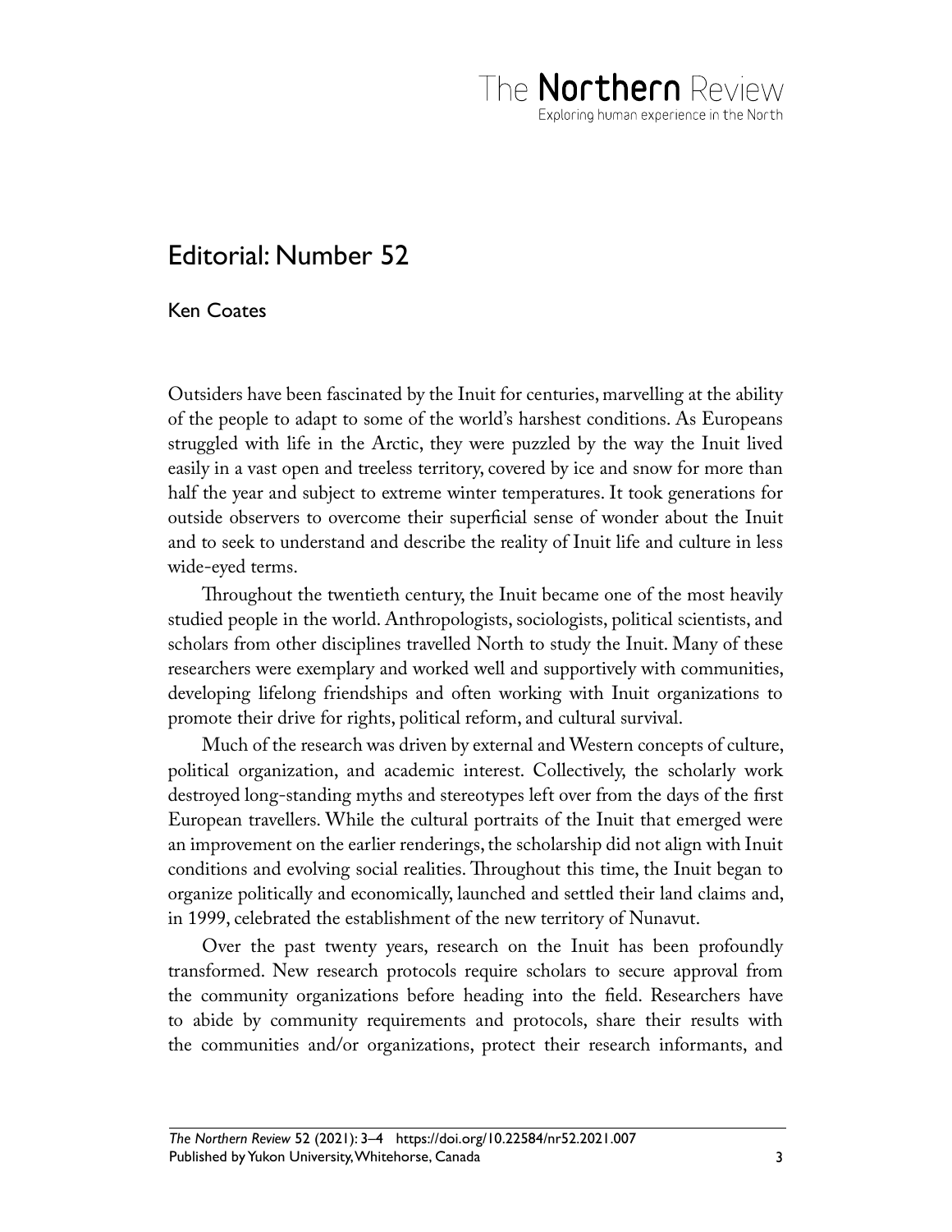# Editorial: Number 52

Ken Coates

Outsiders have been fascinated by the Inuit for centuries, marvelling at the ability of the people to adapt to some of the world's harshest conditions. As Europeans struggled with life in the Arctic, they were puzzled by the way the Inuit lived easily in a vast open and treeless territory, covered by ice and snow for more than half the year and subject to extreme winter temperatures. It took generations for outside observers to overcome their superficial sense of wonder about the Inuit and to seek to understand and describe the reality of Inuit life and culture in less wide-eyed terms.

Throughout the twentieth century, the Inuit became one of the most heavily studied people in the world. Anthropologists, sociologists, political scientists, and scholars from other disciplines travelled North to study the Inuit. Many of these researchers were exemplary and worked well and supportively with communities, developing lifelong friendships and often working with Inuit organizations to promote their drive for rights, political reform, and cultural survival.

Much of the research was driven by external and Western concepts of culture, political organization, and academic interest. Collectively, the scholarly work destroyed long-standing myths and stereotypes left over from the days of the first European travellers. While the cultural portraits of the Inuit that emerged were an improvement on the earlier renderings, the scholarship did not align with Inuit conditions and evolving social realities. Throughout this time, the Inuit began to organize politically and economically, launched and settled their land claims and, in 1999, celebrated the establishment of the new territory of Nunavut.

Over the past twenty years, research on the Inuit has been profoundly transformed. New research protocols require scholars to secure approval from the community organizations before heading into the field. Researchers have to abide by community requirements and protocols, share their results with the communities and/or organizations, protect their research informants, and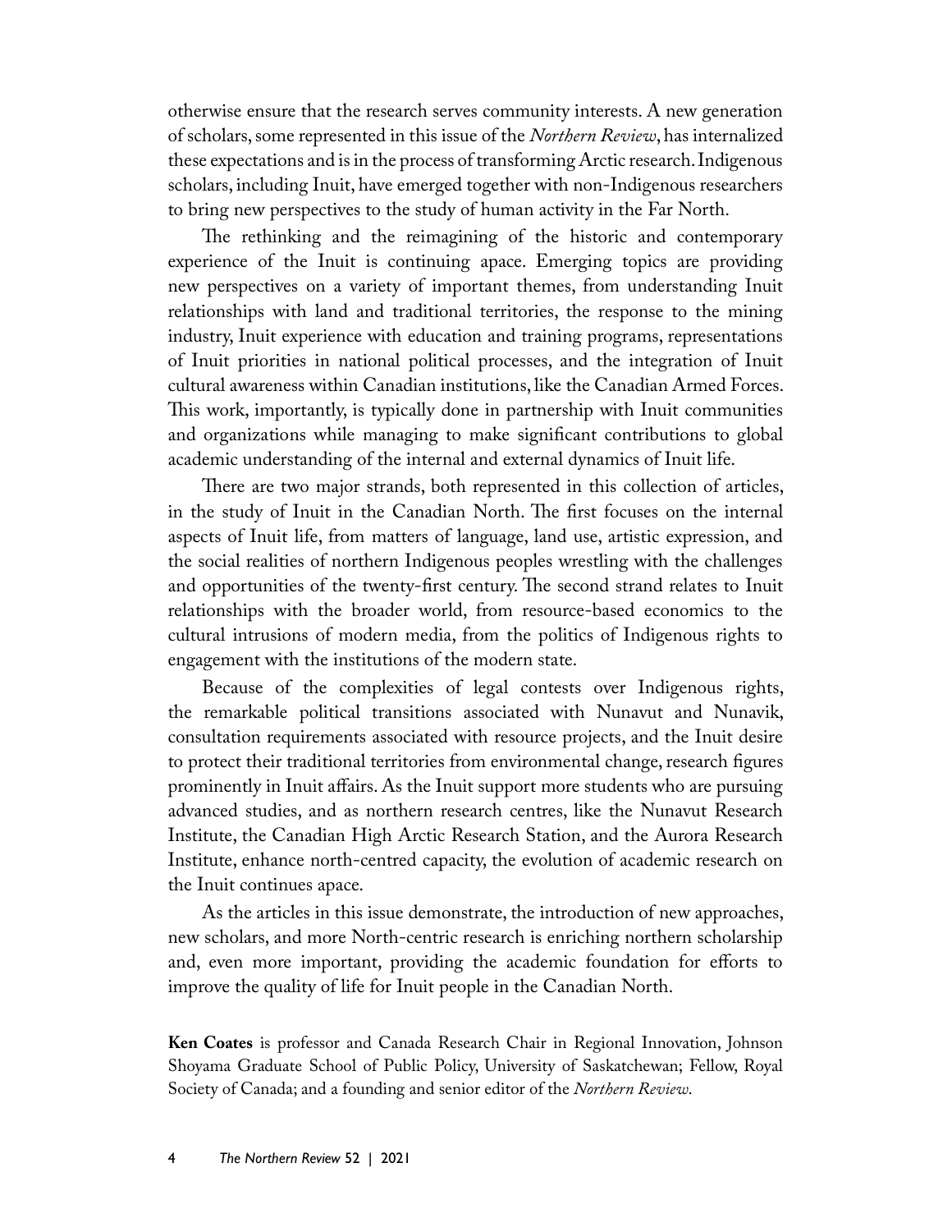otherwise ensure that the research serves community interests. A new generation of scholars, some represented in this issue of the *Northern Review*, has internalized these expectations and is in the process of transforming Arctic research. Indigenous scholars, including Inuit, have emerged together with non-Indigenous researchers to bring new perspectives to the study of human activity in the Far North.

The rethinking and the reimagining of the historic and contemporary experience of the Inuit is continuing apace. Emerging topics are providing new perspectives on a variety of important themes, from understanding Inuit relationships with land and traditional territories, the response to the mining industry, Inuit experience with education and training programs, representations of Inuit priorities in national political processes, and the integration of Inuit cultural awareness within Canadian institutions, like the Canadian Armed Forces. This work, importantly, is typically done in partnership with Inuit communities and organizations while managing to make significant contributions to global academic understanding of the internal and external dynamics of Inuit life.

There are two major strands, both represented in this collection of articles, in the study of Inuit in the Canadian North. The first focuses on the internal aspects of Inuit life, from matters of language, land use, artistic expression, and the social realities of northern Indigenous peoples wrestling with the challenges and opportunities of the twenty-first century. The second strand relates to Inuit relationships with the broader world, from resource-based economics to the cultural intrusions of modern media, from the politics of Indigenous rights to engagement with the institutions of the modern state.

Because of the complexities of legal contests over Indigenous rights, the remarkable political transitions associated with Nunavut and Nunavik, consultation requirements associated with resource projects, and the Inuit desire to protect their traditional territories from environmental change, research figures prominently in Inuit affairs. As the Inuit support more students who are pursuing advanced studies, and as northern research centres, like the Nunavut Research Institute, the Canadian High Arctic Research Station, and the Aurora Research Institute, enhance north-centred capacity, the evolution of academic research on the Inuit continues apace.

As the articles in this issue demonstrate, the introduction of new approaches, new scholars, and more North-centric research is enriching northern scholarship and, even more important, providing the academic foundation for efforts to improve the quality of life for Inuit people in the Canadian North.

**Ken Coates** is professor and Canada Research Chair in Regional Innovation, Johnson Shoyama Graduate School of Public Policy, University of Saskatchewan; Fellow, Royal Society of Canada; and a founding and senior editor of the *Northern Review*.